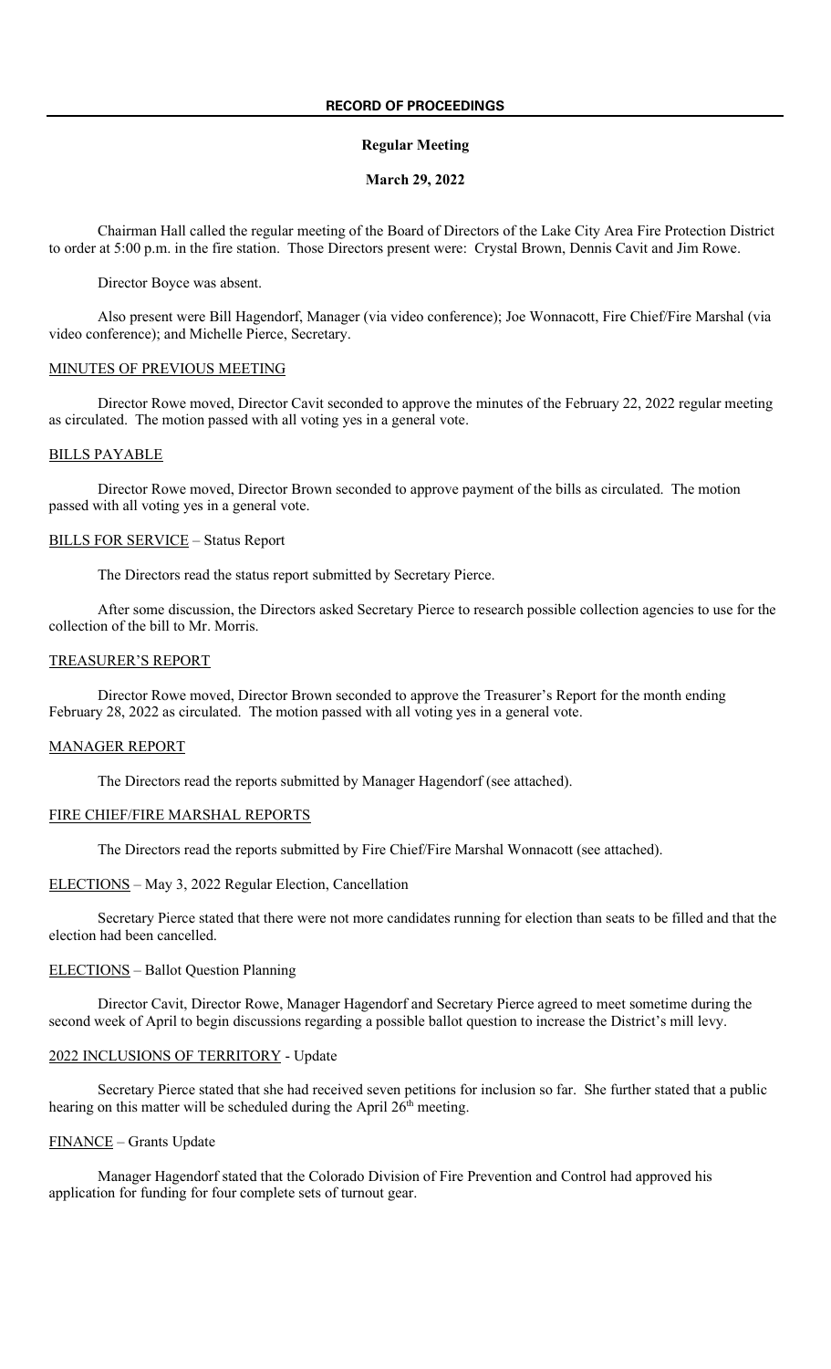## RECORD OF PROCEEDINGS

### Regular Meeting

### March 29, 2022

Chairman Hall called the regular meeting of the Board of Directors of the Lake City Area Fire Protection District to order at 5:00 p.m. in the fire station. Those Directors present were: Crystal Brown, Dennis Cavit and Jim Rowe.

Director Boyce was absent.

Also present were Bill Hagendorf, Manager (via video conference); Joe Wonnacott, Fire Chief/Fire Marshal (via video conference); and Michelle Pierce, Secretary.

MINUTES OF PREVIOUS MEETING

Director Rowe moved, Director Cavit seconded to approve the minutes of the February 22, 2022 regular meeting as circulated. The motion passed with all voting yes in a general vote.

BILLS PAYABLE

Director Rowe moved, Director Brown seconded to approve payment of the bills as circulated. The motion passed with all voting yes in a general vote.

BILLS FOR SERVICE – Status Report

The Directors read the status report submitted by Secretary Pierce.

After some discussion, the Directors asked Secretary Pierce to research possible collection agencies to use for the collection of the bill to Mr. Morris.

TREASURER'S REPORT

Director Rowe moved, Director Brown seconded to approve the Treasurer's Report for the month ending February 28, 2022 as circulated. The motion passed with all voting yes in a general vote.

MANAGER REPORT

The Directors read the reports submitted by Manager Hagendorf (see attached).

FIRE CHIEF/FIRE MARSHAL REPORTS

The Directors read the reports submitted by Fire Chief/Fire Marshal Wonnacott (see attached).

ELECTIONS – May 3, 2022 Regular Election, Cancellation

Secretary Pierce stated that there were not more candidates running for election than seats to be filled and that the election had been cancelled.

ELECTIONS – Ballot Question Planning

Director Cavit, Director Rowe, Manager Hagendorf and Secretary Pierce agreed to meet sometime during the second week of April to begin discussions regarding a possible ballot question to increase the District's mill levy.

2022 INCLUSIONS OF TERRITORY - Update

Secretary Pierce stated that she had received seven petitions for inclusion so far. She further stated that a public hearing on this matter will be scheduled during the April 26th meeting.

FINANCE – Grants Update

Manager Hagendorf stated that the Colorado Division of Fire Prevention and Control had approved his application for funding for four complete sets of turnout gear.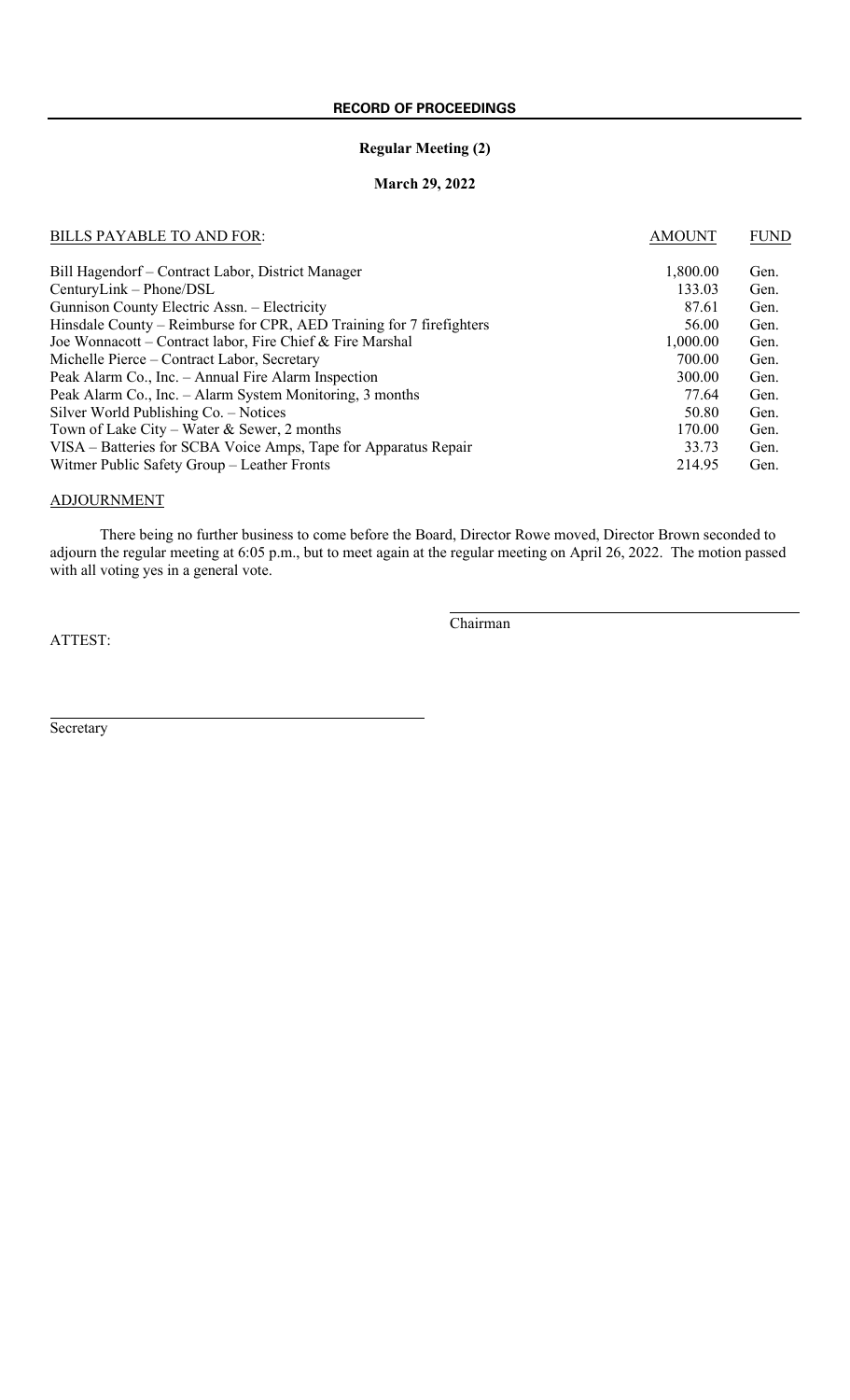**RECORD OF PROCEEDINGS**

**Regular Meeting (2)**

**March 29, 2022**

| BILLS PAYABLE TO AND FOR: | AMOUNT | FUND |
|---|---|---|
| Bill Hagendorf – Contract Labor, District Manager | 1,800.00 | Gen. |
| CenturyLink – Phone/DSL | 133.03 | Gen. |
| Gunnison County Electric Assn. – Electricity | 87.61 | Gen. |
| Hinsdale County – Reimburse for CPR, AED Training for 7 firefighters | 56.00 | Gen. |
| Joe Wonnacott – Contract labor, Fire Chief & Fire Marshal | 1,000.00 | Gen. |
| Michelle Pierce – Contract Labor, Secretary | 700.00 | Gen. |
| Peak Alarm Co., Inc. – Annual Fire Alarm Inspection | 300.00 | Gen. |
| Peak Alarm Co., Inc. – Alarm System Monitoring, 3 months | 77.64 | Gen. |
| Silver World Publishing Co. – Notices | 50.80 | Gen. |
| Town of Lake City – Water & Sewer, 2 months | 170.00 | Gen. |
| VISA – Batteries for SCBA Voice Amps, Tape for Apparatus Repair | 33.73 | Gen. |
| Witmer Public Safety Group – Leather Fronts | 214.95 | Gen. |

ADJOURNMENT

There being no further business to come before the Board, Director Rowe moved, Director Brown seconded to adjourn the regular meeting at 6:05 p.m., but to meet again at the regular meeting on April 26, 2022. The motion passed with all voting yes in a general vote.

\_\_\_\_\_\_\_\_\_\_\_\_\_\_\_\_\_\_\_\_\_\_\_\_\_\_\_\_\_\_\_\_\_\_\_\_\_\_\_\_
Chairman

ATTEST:

\_\_\_\_\_\_\_\_\_\_\_\_\_\_\_\_\_\_\_\_\_\_\_\_\_\_\_\_\_\_\_\_\_\_\_\_\_\_\_\_
Secretary